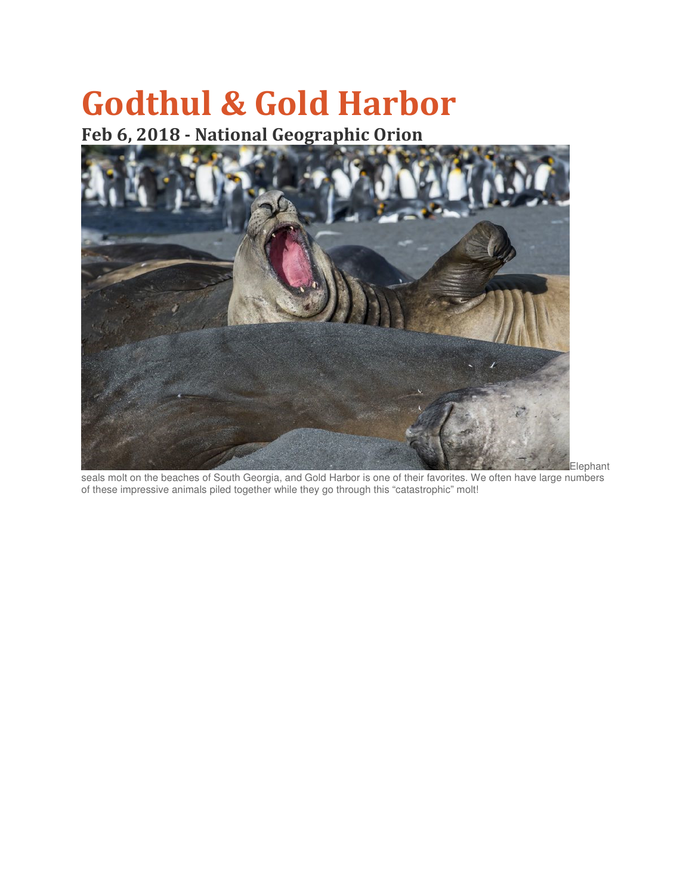# Godthul & Gold Harbor

## Feb 6, 2018 - National Geographic Orion

Elephant seals molt on the beaches of South Georgia, and Gold Harbor is one of their favorites. We often have large numbers of these impressive animals piled together while they go through this “catastrophic” molt!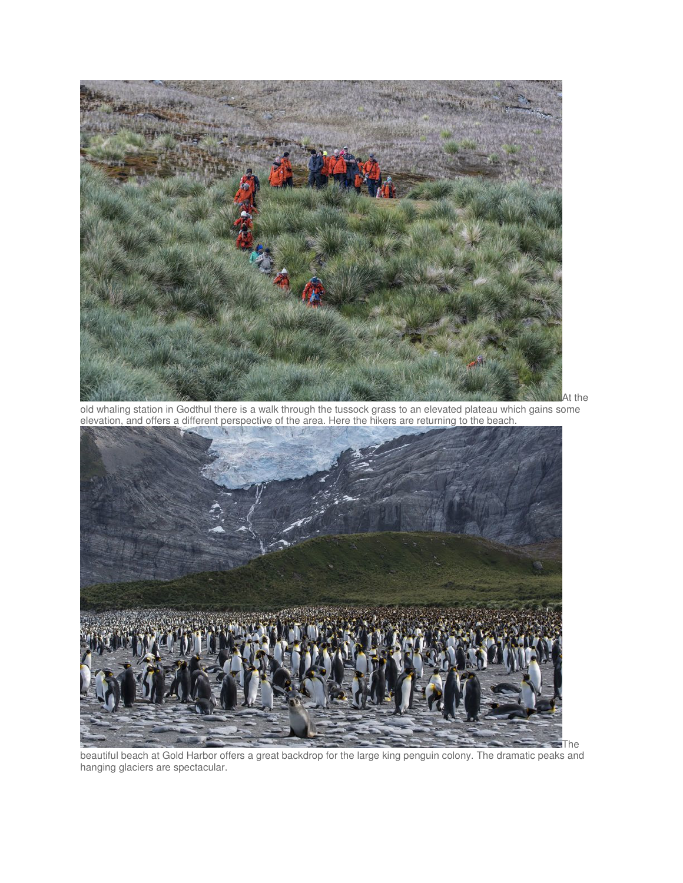At the old whaling station in Godthul there is a walk through the tussock grass to an elevated plateau which gains some elevation, and offers a different perspective of the area. Here the hikers are returning to the beach.

The beautiful beach at Gold Harbor offers a great backdrop for the large king penguin colony. The dramatic peaks and hanging glaciers are spectacular.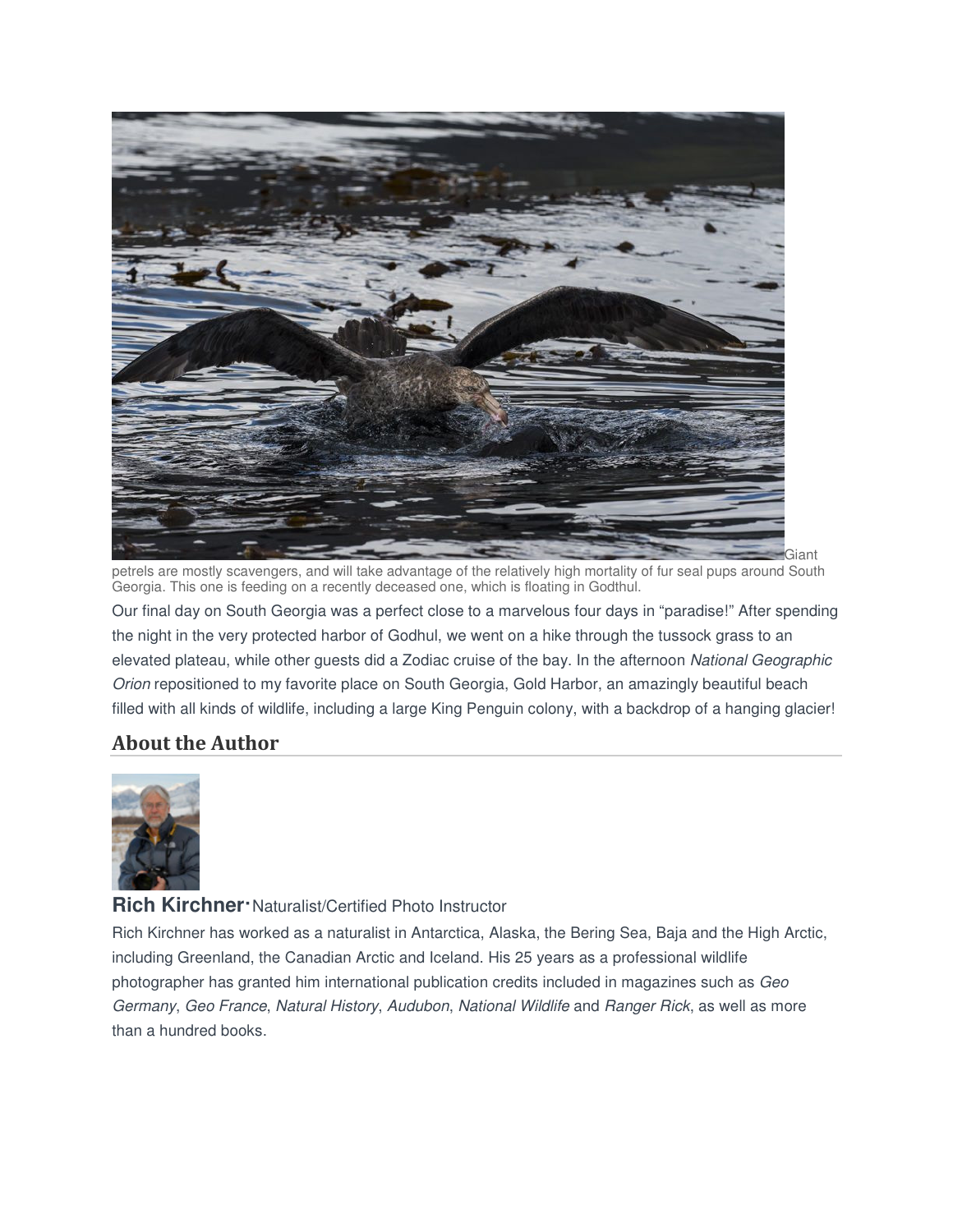Giant petrels are mostly scavengers, and will take advantage of the relatively high mortality of fur seal pups around South Georgia. This one is feeding on a recently deceased one, which is floating in Godthul.

Our final day on South Georgia was a perfect close to a marvelous four days in "paradise!" After spending the night in the very protected harbor of Godhul, we went on a hike through the tussock grass to an elevated plateau, while other guests did a Zodiac cruise of the bay. In the afternoon *National Geographic Orion* repositioned to my favorite place on South Georgia, Gold Harbor, an amazingly beautiful beach filled with all kinds of wildlife, including a large King Penguin colony, with a backdrop of a hanging glacier!

## About the Author

**Rich Kirchner**· Naturalist/Certified Photo Instructor

Rich Kirchner has worked as a naturalist in Antarctica, Alaska, the Bering Sea, Baja and the High Arctic, including Greenland, the Canadian Arctic and Iceland. His 25 years as a professional wildlife photographer has granted him international publication credits included in magazines such as *Geo Germany*, *Geo France*, *Natural History*, *Audubon*, *National Wildlife* and *Ranger Rick*, as well as more than a hundred books.